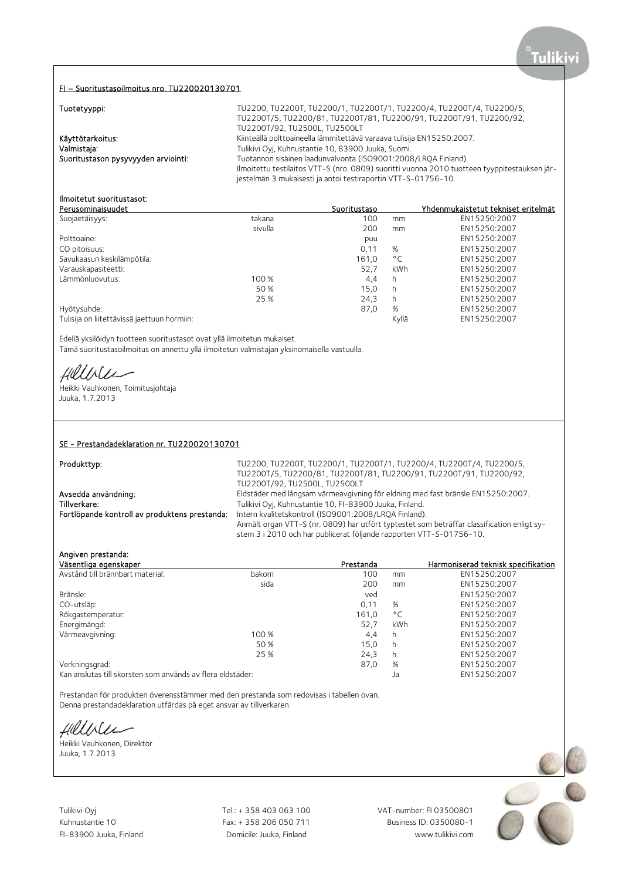## FI – Suoritustasoilmoitus nro. TU220020130701

**Tuotetyyppi:** TU2200, TU2200T, TU2200/1, TU2200T/1, TU2200/4, TU2200T/4, TU2200/5, TU2200T/5, TU2200/81, TU2200T/81, TU2200/91, TU2200T/91, TU2200/92, TU2200T/92, TU2500L, TU2500LT

**Käyttötarkoitus:** Kiinteällä polttoaineella lämmitettävä varaava tulisija EN15250:2007.

**Valmistaja:** Tulikivi Oyj, Kuhnustantie 10, 83900 Juuka, Suomi.

**Suoritustason pysyvyyden arviointi:** Tuotannon sisäinen laadunvalvonta (ISO9001:2008/LRQA Finland). Ilmoitettu testilaitos VTT-S (nro. 0809) suoritti vuonna 2010 tuotteen tyyppitestauksen järjestelmän 3 mukaisesti ja antoi testiraportin VTT-S-01756-10.

**Ilmoitetut suoritustasot:**

| Perusominaisuudet | | Suoritustaso | | Yhdenmukaistetut tekniset eritelmät |
|---|---|---|---|---|
| Suojaetäisyys: | takana | 100 | mm | EN15250:2007 |
| | sivulla | 200 | mm | EN15250:2007 |
| Polttoaine: | | puu | | EN15250:2007 |
| CO pitoisuus: | | 0,11 | % | EN15250:2007 |
| Savukaasun keskilämpötila: | | 161,0 | °C | EN15250:2007 |
| Varauskapasiteetti: | | 52,7 | kWh | EN15250:2007 |
| Lämmönluovutus: | 100 % | 4,4 | h | EN15250:2007 |
| | 50 % | 15,0 | h | EN15250:2007 |
| | 25 % | 24,3 | h | EN15250:2007 |
| Hyötysuhde: | | 87,0 | % | EN15250:2007 |
| Tulisija on liitettävissä jaettuun hormiin: | | | Kyllä | EN15250:2007 |

Edellä yksilöidyn tuotteen suoritustasot ovat yllä ilmoitetun mukaiset.
Tämä suoritustasoilmoitus on annettu yllä ilmoitetun valmistajan yksinomaisella vastuulla.

Heikki Vauhkonen, Toimitusjohtaja
Juuka, 1.7.2013

## SE - Prestandadeklaration nr. TU220020130701

**Produkttyp:** TU2200, TU2200T, TU2200/1, TU2200T/1, TU2200/4, TU2200T/4, TU2200/5, TU2200T/5, TU2200/81, TU2200T/81, TU2200/91, TU2200T/91, TU2200/92, TU2200T/92, TU2500L, TU2500LT

**Avsedda användning:** Eldstäder med långsam värmeavgivning för eldning med fast bränsle EN15250:2007.

**Tillverkare:** Tulikivi Oyj, Kuhnustantie 10, FI-83900 Juuka, Finland.

**Fortlöpande kontroll av produktens prestanda:** Intern kvalitetskontroll (ISO9001:2008/LRQA Finland). Anmält organ VTT-S (nr. 0809) har utfört typtestet som beträffar classification enligt system 3 i 2010 och har publicerat följande rapporten VTT-S-01756-10.

**Angiven prestanda:**

| Väsentliga egenskaper | | Prestanda | | Harmoniserad teknisk specifikation |
|---|---|---|---|---|
| Avstånd till brännbart material: | bakom | 100 | mm | EN15250:2007 |
| | sida | 200 | mm | EN15250:2007 |
| Bränsle: | | ved | | EN15250:2007 |
| CO-utsläp: | | 0,11 | % | EN15250:2007 |
| Rökgastemperatur: | | 161,0 | °C | EN15250:2007 |
| Energimängd: | | 52,7 | kWh | EN15250:2007 |
| Värmeavgivning: | 100 % | 4,4 | h | EN15250:2007 |
| | 50 % | 15,0 | h | EN15250:2007 |
| | 25 % | 24,3 | h | EN15250:2007 |
| Verkningsgrad: | | 87,0 | % | EN15250:2007 |
| Kan anslutas till skorsten som används av flera eldstäder: | | | Ja | EN15250:2007 |

Prestandan för produkten överensstämmer med den prestanda som redovisas i tabellen ovan.
Denna prestandadeklaration utfärdas på eget ansvar av tillverkaren.

Heikki Vauhkonen, Direktör
Juuka, 1.7.2013

Tulikivi Oyj
Kuhnustantie 10
FI-83900 Juuka, Finland

Tel.: + 358 403 063 100
Fax: + 358 206 050 711
Domicile: Juuka, Finland

VAT-number: FI 03500801
Business ID: 0350080-1
www.tulikivi.com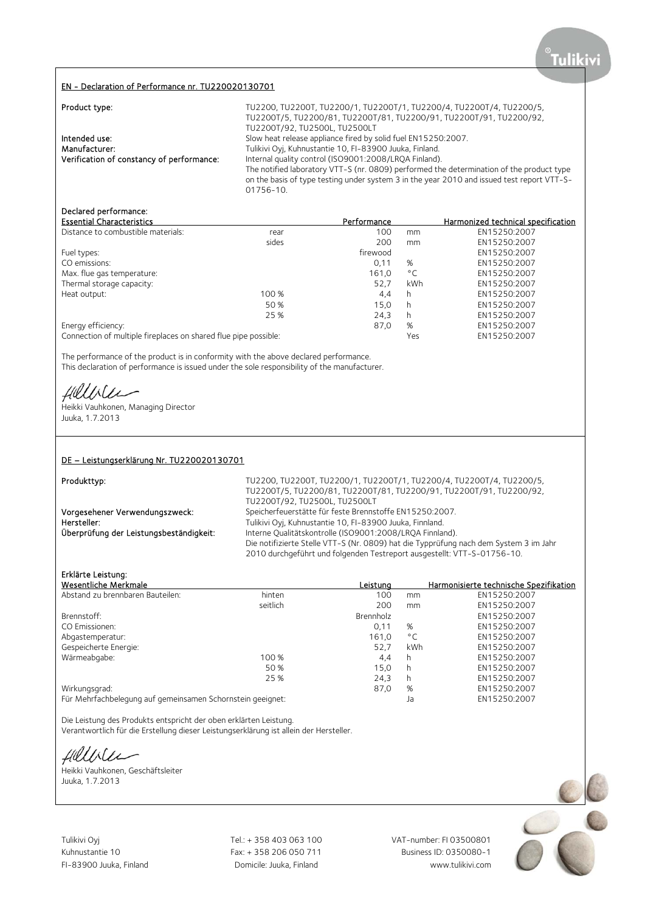## EN - Declaration of Performance nr. TU220020130701

**Product type:** TU2200, TU2200T, TU2200/1, TU2200T/1, TU2200/4, TU2200T/4, TU2200/5, TU2200T/5, TU2200/81, TU2200T/81, TU2200/91, TU2200T/91, TU2200/92, TU2200T/92, TU2500L, TU2500LT

**Intended use:** Slow heat release appliance fired by solid fuel EN15250:2007.

**Manufacturer:** Tulikivi Oyj, Kuhnustantie 10, FI-83900 Juuka, Finland.

**Verification of constancy of performance:** Internal quality control (ISO9001:2008/LRQA Finland). The notified laboratory VTT-S (nr. 0809) performed the determination of the product type on the basis of type testing under system 3 in the year 2010 and issued test report VTT-S-01756-10.

Declared performance:

| Essential Characteristics | | Performance | | Harmonized technical specification |
|---|---|---|---|---|
| Distance to combustible materials: | rear | 100 | mm | EN15250:2007 |
| | sides | 200 | mm | EN15250:2007 |
| Fuel types: | | firewood | | EN15250:2007 |
| CO emissions: | | 0,11 | % | EN15250:2007 |
| Max. flue gas temperature: | | 161,0 | °C | EN15250:2007 |
| Thermal storage capacity: | | 52,7 | kWh | EN15250:2007 |
| Heat output: | 100 % | 4,4 | h | EN15250:2007 |
| | 50 % | 15,0 | h | EN15250:2007 |
| | 25 % | 24,3 | h | EN15250:2007 |
| Energy efficiency: | | 87,0 | % | EN15250:2007 |
| Connection of multiple fireplaces on shared flue pipe possible: | | | Yes | EN15250:2007 |

The performance of the product is in conformity with the above declared performance.
This declaration of performance is issued under the sole responsibility of the manufacturer.

Heikki Vauhkonen, Managing Director
Juuka, 1.7.2013

## DE – Leistungserklärung Nr. TU220020130701

**Produkttyp:** TU2200, TU2200T, TU2200/1, TU2200T/1, TU2200/4, TU2200T/4, TU2200/5, TU2200T/5, TU2200/81, TU2200T/81, TU2200/91, TU2200T/91, TU2200/92, TU2200T/92, TU2500L, TU2500LT

**Vorgesehener Verwendungszweck:** Speicherfeuerstätte für feste Brennstoffe EN15250:2007.

**Hersteller:** Tulikivi Oyj, Kuhnustantie 10, FI-83900 Juuka, Finnland.

**Überprüfung der Leistungsbeständigkeit:** Interne Qualitätskontrolle (ISO9001:2008/LRQA Finnland). Die notifizierte Stelle VTT-S (Nr. 0809) hat die Typprüfung nach dem System 3 im Jahr 2010 durchgeführt und folgenden Testreport ausgestellt: VTT-S-01756-10.

Erklärte Leistung:

| Wesentliche Merkmale | | Leistung | | Harmonisierte technische Spezifikation |
|---|---|---|---|---|
| Abstand zu brennbaren Bauteilen: | hinten | 100 | mm | EN15250:2007 |
| | seitlich | 200 | mm | EN15250:2007 |
| Brennstoff: | | Brennholz | | EN15250:2007 |
| CO Emissionen: | | 0,11 | % | EN15250:2007 |
| Abgastemperatur: | | 161,0 | °C | EN15250:2007 |
| Gespeicherte Energie: | | 52,7 | kWh | EN15250:2007 |
| Wärmeabgabe: | 100 % | 4,4 | h | EN15250:2007 |
| | 50 % | 15,0 | h | EN15250:2007 |
| | 25 % | 24,3 | h | EN15250:2007 |
| Wirkungsgrad: | | 87,0 | % | EN15250:2007 |
| Für Mehrfachbelegung auf gemeinsamen Schornstein geeignet: | | | Ja | EN15250:2007 |

Die Leistung des Produkts entspricht der oben erklärten Leistung.
Verantwortlich für die Erstellung dieser Leistungserklärung ist allein der Hersteller.

Heikki Vauhkonen, Geschäftsleiter
Juuka, 1.7.2013

Tulikivi Oyj
Kuhnustantie 10
FI-83900 Juuka, Finland

Tel.: + 358 403 063 100
Fax: + 358 206 050 711
Domicile: Juuka, Finland

VAT-number: FI 03500801
Business ID: 0350080-1
www.tulikivi.com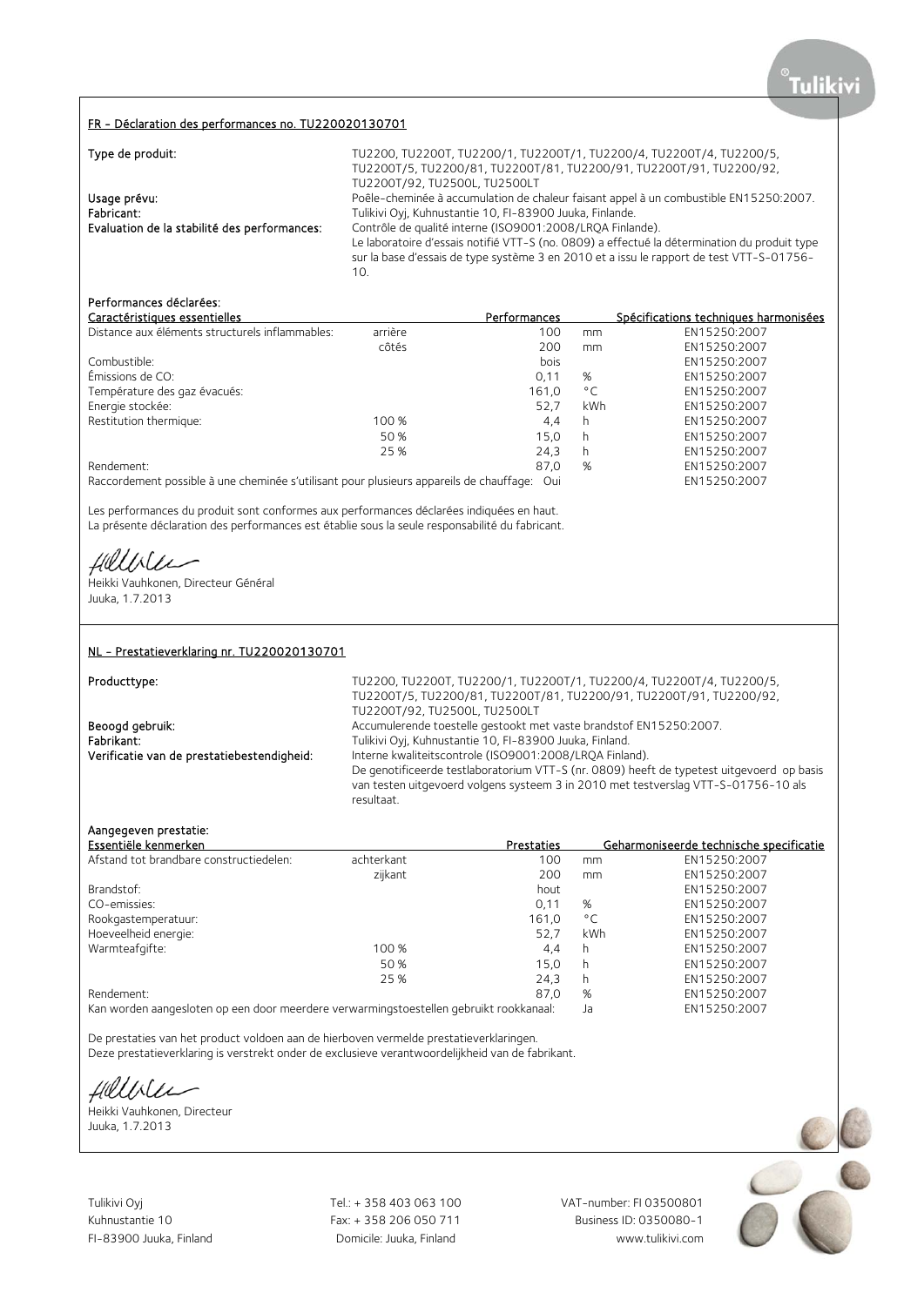## FR - Déclaration des performances no. TU220020130701

**Type de produit:** TU2200, TU2200T, TU2200/1, TU2200T/1, TU2200/4, TU2200T/4, TU2200/5, TU2200T/5, TU2200/81, TU2200T/81, TU2200/91, TU2200T/91, TU2200/92, TU2200T/92, TU2500L, TU2500LT

**Usage prévu:** Poêle-cheminée à accumulation de chaleur faisant appel à un combustible EN15250:2007.

**Fabricant:** Tulikivi Oyj, Kuhnustantie 10, FI-83900 Juuka, Finlande.

**Evaluation de la stabilité des performances:** Contrôle de qualité interne (ISO9001:2008/LRQA Finlande).
Le laboratoire d'essais notifié VTT-S (no. 0809) a effectué la détermination du produit type sur la base d'essais de type système 3 en 2010 et a issu le rapport de test VTT-S-01756-10.

**Performances déclarées:**

| Caractéristiques essentielles | | Performances | | Spécifications techniques harmonisées |
|---|---|---|---|---|
| Distance aux éléments structurels inflammables: | arrière | 100 | mm | EN15250:2007 |
| | côtés | 200 | mm | EN15250:2007 |
| Combustible: | | bois | | EN15250:2007 |
| Émissions de CO: | | 0,11 | % | EN15250:2007 |
| Température des gaz évacués: | | 161,0 | °C | EN15250:2007 |
| Energie stockée: | | 52,7 | kWh | EN15250:2007 |
| Restitution thermique: | 100 % | 4,4 | h | EN15250:2007 |
| | 50 % | 15,0 | h | EN15250:2007 |
| | 25 % | 24,3 | h | EN15250:2007 |
| Rendement: | | 87,0 | % | EN15250:2007 |
| Raccordement possible à une cheminée s'utilisant pour plusieurs appareils de chauffage: | | Oui | | EN15250:2007 |

Les performances du produit sont conformes aux performances déclarées indiquées en haut.
La présente déclaration des performances est établie sous la seule responsabilité du fabricant.

Heikki Vauhkonen, Directeur Général
Juuka, 1.7.2013

## NL - Prestatieverklaring nr. TU220020130701

**Producttype:** TU2200, TU2200T, TU2200/1, TU2200T/1, TU2200/4, TU2200T/4, TU2200/5, TU2200T/5, TU2200/81, TU2200T/81, TU2200/91, TU2200T/91, TU2200/92, TU2200T/92, TU2500L, TU2500LT

**Beoogd gebruik:** Accumulerende toestelle gestookt met vaste brandstof EN15250:2007.

**Fabrikant:** Tulikivi Oyj, Kuhnustantie 10, FI-83900 Juuka, Finland.

**Verificatie van de prestatiebestendigheid:** Interne kwaliteitscontrole (ISO9001:2008/LRQA Finland).
De genotificeerde testlaboratorium VTT-S (nr. 0809) heeft de typetest uitgevoerd op basis van testen uitgevoerd volgens systeem 3 in 2010 met testverslag VTT-S-01756-10 als resultaat.

**Aangegeven prestatie:**

| Essentiële kenmerken | | Prestaties | | Geharmoniseerde technische specificatie |
|---|---|---|---|---|
| Afstand tot brandbare constructiedelen: | achterkant | 100 | mm | EN15250:2007 |
| | zijkant | 200 | mm | EN15250:2007 |
| Brandstof: | | hout | | EN15250:2007 |
| CO-emissies: | | 0,11 | % | EN15250:2007 |
| Rookgastemperatuur: | | 161,0 | °C | EN15250:2007 |
| Hoeveelheid energie: | | 52,7 | kWh | EN15250:2007 |
| Warmteafgifte: | 100 % | 4,4 | h | EN15250:2007 |
| | 50 % | 15,0 | h | EN15250:2007 |
| | 25 % | 24,3 | h | EN15250:2007 |
| Rendement: | | 87,0 | % | EN15250:2007 |
| Kan worden aangesloten op een door meerdere verwarmingstoestellen gebruikt rookkanaal: | | | Ja | EN15250:2007 |

De prestaties van het product voldoen aan de hierboven vermelde prestatieverklaringen.
Deze prestatieverklaring is verstrekt onder de exclusieve verantwoordelijkheid van de fabrikant.

Heikki Vauhkonen, Directeur
Juuka, 1.7.2013

Tulikivi Oyj
Kuhnustantie 10
FI-83900 Juuka, Finland

Tel.: + 358 403 063 100
Fax: + 358 206 050 711
Domicile: Juuka, Finland

VAT-number: FI 03500801
Business ID: 0350080-1
www.tulikivi.com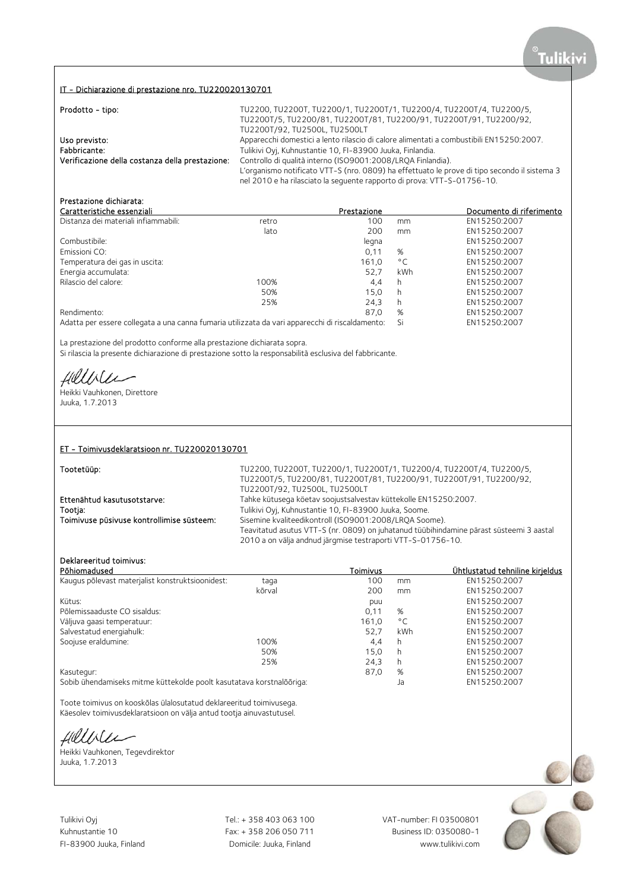## IT - Dichiarazione di prestazione nro. TU220020130701

**Prodotto - tipo:** TU2200, TU2200T, TU2200/1, TU2200T/1, TU2200/4, TU2200T/4, TU2200/5, TU2200T/5, TU2200/81, TU2200T/81, TU2200/91, TU2200T/91, TU2200/92, TU2200T/92, TU2500L, TU2500LT

**Uso previsto:** Apparecchi domestici a lento rilascio di calore alimentati a combustibili EN15250:2007.

**Fabbricante:** Tulikivi Oyj, Kuhnustantie 10, FI-83900 Juuka, Finlandia.

**Verificazione della costanza della prestazione:** Controllo di qualità interno (ISO9001:2008/LRQA Finlandia). L'organismo notificato VTT-S (nro. 0809) ha effettuato le prove di tipo secondo il sistema 3 nel 2010 e ha rilasciato la seguente rapporto di prova: VTT-S-01756-10.

**Prestazione dichiarata:**

| Caratteristiche essenziali | | Prestazione | | Documento di riferimento |
|---|---|---|---|---|
| Distanza dei materiali infiammabili: | retro | 100 | mm | EN15250:2007 |
| | lato | 200 | mm | EN15250:2007 |
| Combustibile: | | legna | | EN15250:2007 |
| Emissioni CO: | | 0,11 | % | EN15250:2007 |
| Temperatura dei gas in uscita: | | 161,0 | °C | EN15250:2007 |
| Energia accumulata: | | 52,7 | kWh | EN15250:2007 |
| Rilascio del calore: | 100% | 4,4 | h | EN15250:2007 |
| | 50% | 15,0 | h | EN15250:2007 |
| | 25% | 24,3 | h | EN15250:2007 |
| Rendimento: | | 87,0 | % | EN15250:2007 |
| Adatta per essere collegata a una canna fumaria utilizzata da vari apparecchi di riscaldamento: | | | Si | EN15250:2007 |

La prestazione del prodotto conforme alla prestazione dichiarata sopra.
Si rilascia la presente dichiarazione di prestazione sotto la responsabilità esclusiva del fabbricante.

Heikki Vauhkonen, Direttore
Juuka, 1.7.2013

## ET - Toimivusdeklaratsioon nr. TU220020130701

**Tootetüüp:** TU2200, TU2200T, TU2200/1, TU2200T/1, TU2200/4, TU2200T/4, TU2200/5, TU2200T/5, TU2200/81, TU2200T/81, TU2200/91, TU2200T/91, TU2200/92, TU2200T/92, TU2500L, TU2500LT

**Ettenähtud kasutusotstarve:** Tahke kütusega köetav soojustsalvestav küttekolle EN15250:2007.

**Tootja:** Tulikivi Oyj, Kuhnustantie 10, FI-83900 Juuka, Soome.

**Toimivuse püsivuse kontrollimise süsteem:** Sisemine kvaliteedikontroll (ISO9001:2008/LRQA Soome). Teavitatud asutus VTT-S (nr. 0809) on juhatanud tüübihindamine pärast süsteemi 3 aastal 2010 a on välja andnud järgmise testraporti VTT-S-01756-10.

**Deklareeritud toimivus:**

| Põhiomadused | | Toimivus | | Ühtlustatud tehniline kirjeldus |
|---|---|---|---|---|
| Kaugus põlevast materjalist konstruktsioonidest: | taga | 100 | mm | EN15250:2007 |
| | kõrval | 200 | mm | EN15250:2007 |
| Kütus: | | puu | | EN15250:2007 |
| Põlemissaaduste CO sisaldus: | | 0,11 | % | EN15250:2007 |
| Väljuva gaasi temperatuur: | | 161,0 | °C | EN15250:2007 |
| Salvestatud energiahulk: | | 52,7 | kWh | EN15250:2007 |
| Soojuse eraldumine: | 100% | 4,4 | h | EN15250:2007 |
| | 50% | 15,0 | h | EN15250:2007 |
| | 25% | 24,3 | h | EN15250:2007 |
| Kasutegur: | | 87,0 | % | EN15250:2007 |
| Sobib ühendamiseks mitme küttekolde poolt kasutatava korstnalõõriga: | | | Ja | EN15250:2007 |

Toote toimivus on kooskõlas ülalosutatud deklareeritud toimivusega.
Käesolev toimivusdeklaratsioon on välja antud tootja ainuvastutusel.

Heikki Vauhkonen, Tegevdirektor
Juuka, 1.7.2013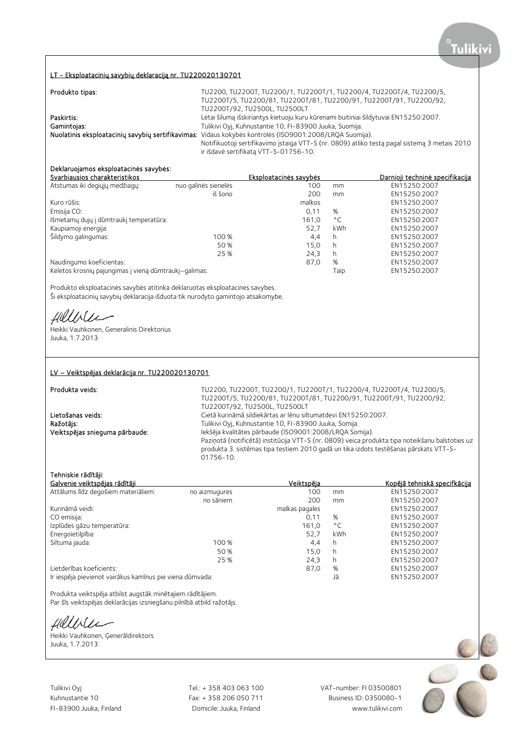## LT - Eksploatacinių savybių deklaraciją nr. TU220020130701

**Produkto tipas:** TU2200, TU2200T, TU2200/1, TU2200T/1, TU2200/4, TU2200T/4, TU2200/5, TU2200T/5, TU2200/81, TU2200T/81, TU2200/91, TU2200T/91, TU2200/92, TU2200T/92, TU2500L, TU2500LT

**Paskirtis:** Lėtai šilumą išskiriantys kietuoju kuru kūrenami buitiniai šildytuvai EN15250:2007.

**Gamintojas:** Tulikivi Oyj, Kuhnustantie 10, FI-83900 Juuka, Suomija.

**Nuolatinis eksploatacinių savybių sertifikavimas:** Vidaus kokybės kontrolės (ISO9001:2008/LRQA Suomija).
Notifikuotoji sertifikavimo įstaiga VTT-S (nr. 0809) atliko testą pagal sistemą 3 metais 2010 ir išdavė sertifikatą VTT-S-01756-10.

**Deklaruojamos eksploatacinės savybės:**

| Svarbiausios charakteristikos | | Eksploatacinės savybės | | Darnioji techninė specifikacija |
|---|---|---|---|---|
| Atstumas iki degiųjų medžiagų: | nuo galinės sienelės | 100 | mm | EN15250:2007 |
| | iš šono | 200 | mm | EN15250:2007 |
| Kuro rūšis: | | malkos | | EN15250:2007 |
| Emisija CO: | | 0,11 | % | EN15250:2007 |
| Išmetamų dujų į dūmtraukį temperatūra: | | 161,0 | °C | EN15250:2007 |
| Kaupiamoji energija: | | 52,7 | kWh | EN15250:2007 |
| Šildymo galingumas: | 100 % | 4,4 | h | EN15250:2007 |
| | 50 % | 15,0 | h | EN15250:2007 |
| | 25 % | 24,3 | h | EN15250:2007 |
| Naudingumo koeficientas: | | 87,0 | % | EN15250:2007 |
| Keletos krosnių pajungimas į vieną dūmtraukį–galimas: | | | Taip | EN15250:2007 |

Produkto eksploatacinės savybės atitinka deklaruotas eksploatacines savybes.
Ši eksploatacinių savybių deklaracija išduota tik nurodyto gamintojo atsakomybe.

Heikki Vauhkonen, Generalinis Direktorius
Juuka, 1.7.2013

## LV – Veiktspējas deklarācija nr. TU220020130701

**Produkta veids:** TU2200, TU2200T, TU2200/1, TU2200T/1, TU2200/4, TU2200T/4, TU2200/5, TU2200T/5, TU2200/81, TU2200T/81, TU2200/91, TU2200T/91, TU2200/92, TU2200T/92, TU2500L, TU2500LT

**Lietošanas veids:** Cietā kurināmā sildiekārtas ar lēnu siltumatdevi EN15250:2007.

**Ražotājs:** Tulikivi Oyj, Kuhnustantie 10, FI-83900 Juuka, Somija.

**Veiktspējas snieguma pārbaude:** Iekšēja kvalitātes pārbaude (ISO9001:2008/LRQA Somija).
Paziņotā (notificētā) institūcija VTT-S (nr. 0809) veica produkta tipa noteikšanu balstoties uz produkta 3. sistēmas tipa testiem 2010 gadā un tika izdots testēšanas pārskats VTT-S-01756-10.

**Tehniskie rādītāji:**

| Galvenie veiktspējas rādītāji | | Veiktspēja | | Kopējā tehniskā specifkācija |
|---|---|---|---|---|
| Attālums līdz degošiem materiāliem: | no aizmugures | 100 | mm | EN15250:2007 |
| | no sāniem | 200 | mm | EN15250:2007 |
| Kurināmā veidi: | | malkas pagales | | EN15250:2007 |
| CO emisija: | | 0,11 | % | EN15250:2007 |
| Izplūdes gāzu temperatūra: | | 161,0 | °C | EN15250:2007 |
| Energoietilpība: | | 52,7 | kWh | EN15250:2007 |
| Siltuma jauda: | 100 % | 4,4 | h | EN15250:2007 |
| | 50 % | 15,0 | h | EN15250:2007 |
| | 25 % | 24,3 | h | EN15250:2007 |
| Lietderības koeficients: | | 87,0 | % | EN15250:2007 |
| Ir iespēja pievienot vairākus kamīnus pie viena dūmvada: | | | Jā | EN15250:2007 |

Produkta veiktspēja atbilst augstāk minētajiem rādītājiem.
Par šīs veiktspējas deklarācijas izsniegšanu pilnībā atbild ražotājs.

Heikki Vauhkonen, Ģenerāldirektors
Juuka, 1.7.2013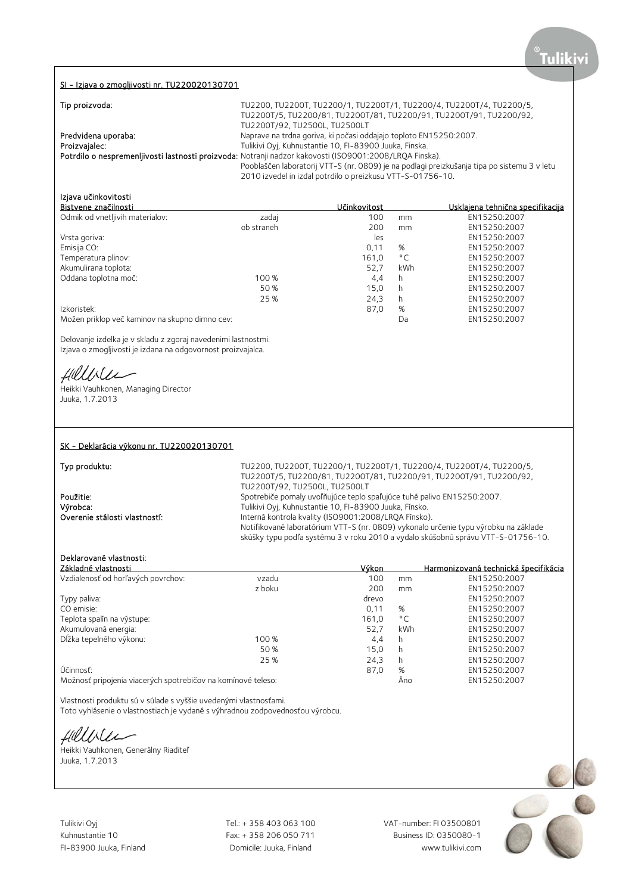## SI - Izjava o zmogljivosti nr. TU220020130701

| | |
|---|---|
| **Tip proizvoda:** | TU2200, TU2200T, TU2200/1, TU2200T/1, TU2200/4, TU2200T/4, TU2200/5, TU2200T/5, TU2200/81, TU2200T/81, TU2200/91, TU2200T/91, TU2200/92, TU2200T/92, TU2500L, TU2500LT |
| **Predvidena uporaba:** | Naprave na trdna goriva, ki počasi oddajajo toploto EN15250:2007. |
| **Proizvajalec:** | Tulikivi Oyj, Kuhnustantie 10, FI-83900 Juuka, Finska. |
| **Potrdilo o nespremenljivosti lastnosti proizvoda:** | Notranji nadzor kakovosti (ISO9001:2008/LRQA Finska). Pooblaščen laboratorij VTT-S (nr. 0809) je na podlagi preizkušanja tipa po sistemu 3 v letu 2010 izvedel in izdal potrdilo o preizkusu VTT-S-01756-10. |

**Izjava učinkovitosti**

| Bistvene značilnosti | | Učinkovitost | | Usklajena tehnična specifikacija |
|---|---|---|---|---|
| Odmik od vnetljivih materialov: | zadaj | 100 | mm | EN15250:2007 |
| | ob straneh | 200 | mm | EN15250:2007 |
| Vrsta goriva: | | les | | EN15250:2007 |
| Emisija CO: | | 0,11 | % | EN15250:2007 |
| Temperatura plinov: | | 161,0 | °C | EN15250:2007 |
| Akumulirana toplota: | | 52,7 | kWh | EN15250:2007 |
| Oddana toplotna moč: | 100 % | 4,4 | h | EN15250:2007 |
| | 50 % | 15,0 | h | EN15250:2007 |
| | 25 % | 24,3 | h | EN15250:2007 |
| Izkoristek: | | 87,0 | % | EN15250:2007 |
| Možen priklop več kaminov na skupno dimno cev: | | | Da | EN15250:2007 |

Delovanje izdelka je v skladu z zgoraj navedenimi lastnostmi.
Izjava o zmogljivosti je izdana na odgovornost proizvajalca.

Heikki Vauhkonen, Managing Director
Juuka, 1.7.2013

## SK - Deklarácia výkonu nr. TU220020130701

| | |
|---|---|
| **Typ produktu:** | TU2200, TU2200T, TU2200/1, TU2200T/1, TU2200/4, TU2200T/4, TU2200/5, TU2200T/5, TU2200/81, TU2200T/81, TU2200/91, TU2200T/91, TU2200/92, TU2200T/92, TU2500L, TU2500LT |
| **Použitie:** | Spotrebiče pomaly uvoľňujúce teplo spaľujúce tuhé palivo EN15250:2007. |
| **Výrobca:** | Tulikivi Oyj, Kuhnustantie 10, FI-83900 Juuka, Fínsko. |
| **Overenie stálosti vlastností:** | Interná kontrola kvality (ISO9001:2008/LRQA Fínsko). Notifikované laboratórium VTT-S (nr. 0809) vykonalo určenie typu výrobku na základe skúšky typu podľa systému 3 v roku 2010 a vydalo skúšobnú správu VTT-S-01756-10. |

**Deklarované vlastnosti:**

| Základné vlastnosti | | Výkon | | Harmonizovaná technická špecifikácia |
|---|---|---|---|---|
| Vzdialenosť od horľavých povrchov: | vzadu | 100 | mm | EN15250:2007 |
| | z boku | 200 | mm | EN15250:2007 |
| Typy paliva: | | drevo | | EN15250:2007 |
| CO emisie: | | 0,11 | % | EN15250:2007 |
| Teplota spalín na výstupe: | | 161,0 | °C | EN15250:2007 |
| Akumulovaná energia: | | 52,7 | kWh | EN15250:2007 |
| Dĺžka tepelného výkonu: | 100 % | 4,4 | h | EN15250:2007 |
| | 50 % | 15,0 | h | EN15250:2007 |
| | 25 % | 24,3 | h | EN15250:2007 |
| Účinnosť: | | 87,0 | % | EN15250:2007 |
| Možnosť pripojenia viacerých spotrebičov na komínové teleso: | | | Áno | EN15250:2007 |

Vlastnosti produktu sú v súlade s vyššie uvedenými vlastnosťami.
Toto vyhlásenie o vlastnostiach je vydané s výhradnou zodpovednosťou výrobcu.

Heikki Vauhkonen, Generálny Riaditeľ
Juuka, 1.7.2013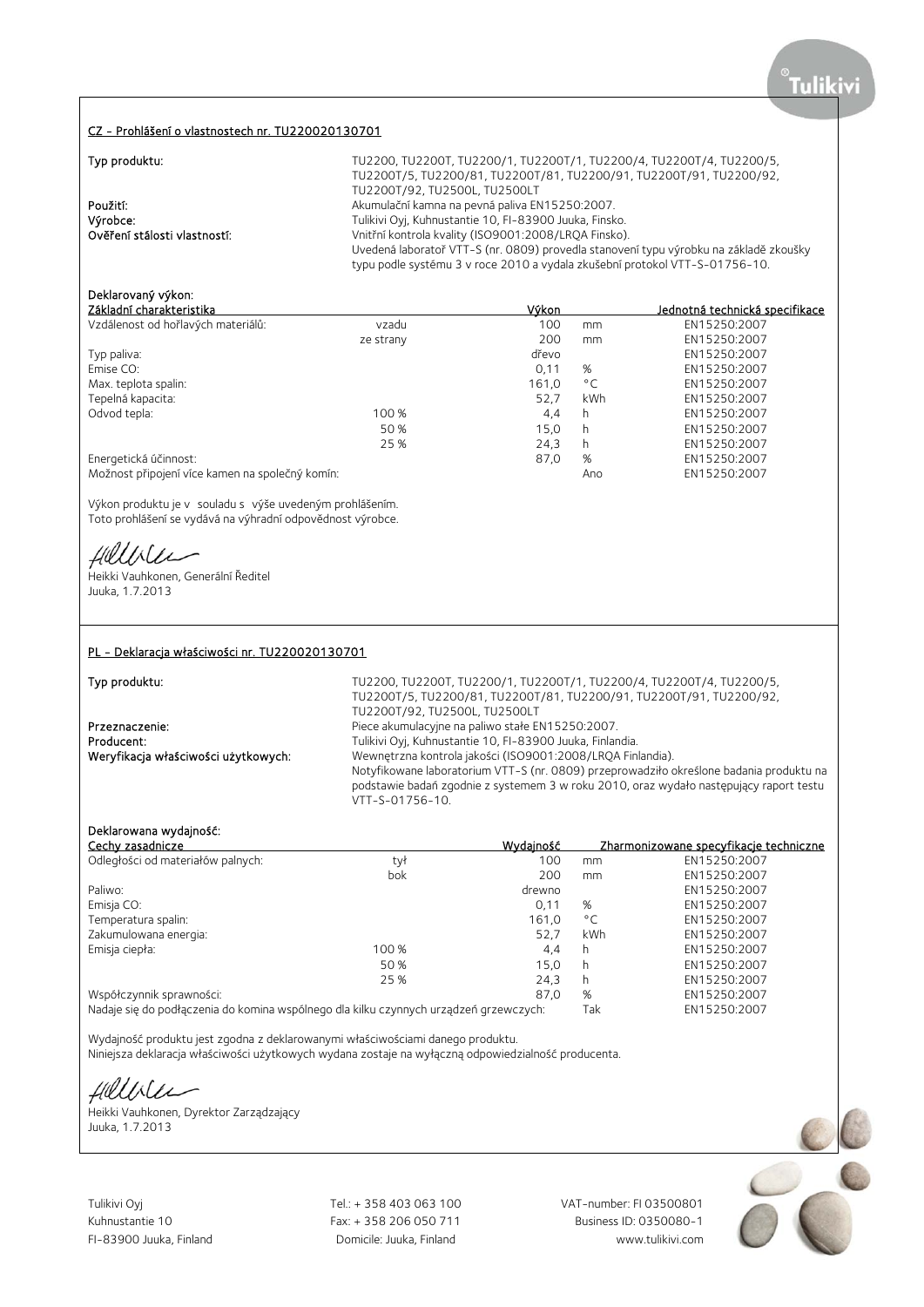## CZ - Prohlášení o vlastnostech nr. TU220020130701

**Typ produktu:** TU2200, TU2200T, TU2200/1, TU2200T/1, TU2200/4, TU2200T/4, TU2200/5, TU2200T/5, TU2200/81, TU2200T/81, TU2200/91, TU2200T/91, TU2200/92, TU2200T/92, TU2500L, TU2500LT

**Použití:** Akumulační kamna na pevná paliva EN15250:2007.

**Výrobce:** Tulikivi Oyj, Kuhnustantie 10, FI-83900 Juuka, Finsko.

**Ověření stálosti vlastností:** Vnitřní kontrola kvality (ISO9001:2008/LRQA Finsko).
Uvedená laboratoř VTT-S (nr. 0809) provedla stanovení typu výrobku na základě zkoušky typu podle systému 3 v roce 2010 a vydala zkušební protokol VTT-S-01756-10.

Deklarovaný výkon:

| Základní charakteristika | | Výkon | | Jednotná technická specifikace |
|---|---|---|---|---|
| Vzdálenost od hořlavých materiálů: | vzadu | 100 | mm | EN15250:2007 |
| | ze strany | 200 | mm | EN15250:2007 |
| Typ paliva: | | dřevo | | EN15250:2007 |
| Emise CO: | | 0,11 | % | EN15250:2007 |
| Max. teplota spalin: | | 161,0 | °C | EN15250:2007 |
| Tepelná kapacita: | | 52,7 | kWh | EN15250:2007 |
| Odvod tepla: | 100 % | 4,4 | h | EN15250:2007 |
| | 50 % | 15,0 | h | EN15250:2007 |
| | 25 % | 24,3 | h | EN15250:2007 |
| Energetická účinnost: | | 87,0 | % | EN15250:2007 |
| Možnost připojení více kamen na společný komín: | | | Ano | EN15250:2007 |

Výkon produktu je v souladu s výše uvedeným prohlášením.
Toto prohlášení se vydává na výhradní odpovědnost výrobce.

Heikki Vauhkonen, Generální Ředitel
Juuka, 1.7.2013

## PL - Deklaracja właściwości nr. TU220020130701

**Typ produktu:** TU2200, TU2200T, TU2200/1, TU2200T/1, TU2200/4, TU2200T/4, TU2200/5, TU2200T/5, TU2200/81, TU2200T/81, TU2200/91, TU2200T/91, TU2200/92, TU2200T/92, TU2500L, TU2500LT

**Przeznaczenie:** Piece akumulacyjne na paliwo stałe EN15250:2007.

**Producent:** Tulikivi Oyj, Kuhnustantie 10, FI-83900 Juuka, Finlandia.

**Weryfikacja właściwości użytkowych:** Wewnętrzna kontrola jakości (ISO9001:2008/LRQA Finlandia).
Notyfikowane laboratorium VTT-S (nr. 0809) przeprowadziło określone badania produktu na podstawie badań zgodnie z systemem 3 w roku 2010, oraz wydało następujący raport testu VTT-S-01756-10.

Deklarowana wydajność:

| Cechy zasadnicze | | Wydajność | | Zharmonizowane specyfikacje techniczne |
|---|---|---|---|---|
| Odległości od materiałów palnych: | tył | 100 | mm | EN15250:2007 |
| | bok | 200 | mm | EN15250:2007 |
| Paliwo: | | drewno | | EN15250:2007 |
| Emisja CO: | | 0,11 | % | EN15250:2007 |
| Temperatura spalin: | | 161,0 | °C | EN15250:2007 |
| Zakumulowana energia: | | 52,7 | kWh | EN15250:2007 |
| Emisja ciepła: | 100 % | 4,4 | h | EN15250:2007 |
| | 50 % | 15,0 | h | EN15250:2007 |
| | 25 % | 24,3 | h | EN15250:2007 |
| Współczynnik sprawności: | | 87,0 | % | EN15250:2007 |
| Nadaje się do podłączenia do komina wspólnego dla kilku czynnych urządzeń grzewczych: | | | Tak | EN15250:2007 |

Wydajność produktu jest zgodna z deklarowanymi właściwościami danego produktu.
Niniejsza deklaracja właściwości użytkowych wydana zostaje na wyłączną odpowiedzialność producenta.

Heikki Vauhkonen, Dyrektor Zarządzający
Juuka, 1.7.2013

Tulikivi Oyj
Kuhnustantie 10
FI-83900 Juuka, Finland

Tel.: + 358 403 063 100
Fax: + 358 206 050 711
Domicile: Juuka, Finland

VAT-number: FI 03500801
Business ID: 0350080-1
www.tulikivi.com